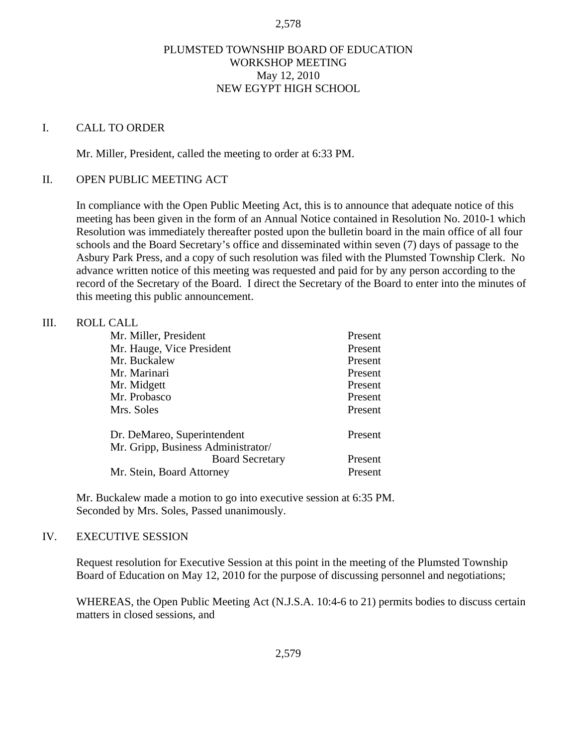# PLUMSTED TOWNSHIP BOARD OF EDUCATION
## WORKSHOP MEETING
## May 12, 2010
## NEW EGYPT HIGH SCHOOL

## I. CALL TO ORDER

Mr. Miller, President, called the meeting to order at 6:33 PM.

## II. OPEN PUBLIC MEETING ACT

In compliance with the Open Public Meeting Act, this is to announce that adequate notice of this meeting has been given in the form of an Annual Notice contained in Resolution No. 2010-1 which Resolution was immediately thereafter posted upon the bulletin board in the main office of all four schools and the Board Secretary's office and disseminated within seven (7) days of passage to the Asbury Park Press, and a copy of such resolution was filed with the Plumsted Township Clerk. No advance written notice of this meeting was requested and paid for by any person according to the record of the Secretary of the Board. I direct the Secretary of the Board to enter into the minutes of this meeting this public announcement.

## III. ROLL CALL

| | |
|---|---|
| Mr. Miller, President | Present |
| Mr. Hauge, Vice President | Present |
| Mr. Buckalew | Present |
| Mr. Marinari | Present |
| Mr. Midgett | Present |
| Mr. Probasco | Present |
| Mrs. Soles | Present |
| Dr. DeMareo, Superintendent | Present |
| Mr. Gripp, Business Administrator/ Board Secretary | Present |
| Mr. Stein, Board Attorney | Present |

Mr. Buckalew made a motion to go into executive session at 6:35 PM.
Seconded by Mrs. Soles, Passed unanimously.

## IV. EXECUTIVE SESSION

Request resolution for Executive Session at this point in the meeting of the Plumsted Township Board of Education on May 12, 2010 for the purpose of discussing personnel and negotiations;

WHEREAS, the Open Public Meeting Act (N.J.S.A. 10:4-6 to 21) permits bodies to discuss certain matters in closed sessions, and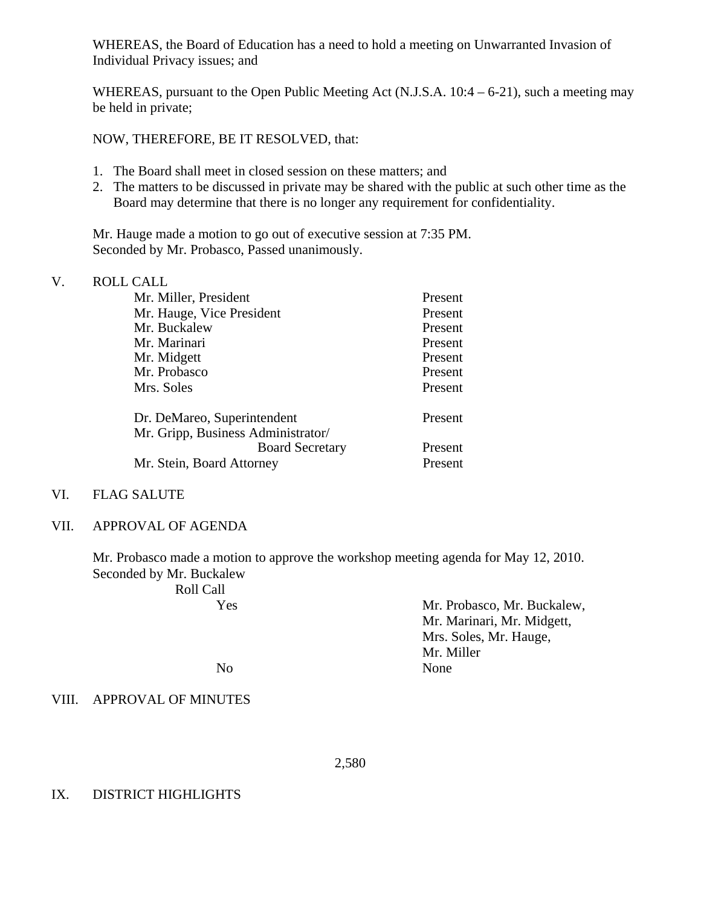WHEREAS, the Board of Education has a need to hold a meeting on Unwarranted Invasion of Individual Privacy issues; and

WHEREAS, pursuant to the Open Public Meeting Act (N.J.S.A. 10:4 – 6-21), such a meeting may be held in private;

NOW, THEREFORE, BE IT RESOLVED, that:

1. The Board shall meet in closed session on these matters; and
2. The matters to be discussed in private may be shared with the public at such other time as the Board may determine that there is no longer any requirement for confidentiality.

Mr. Hauge made a motion to go out of executive session at 7:35 PM.
Seconded by Mr. Probasco, Passed unanimously.

## V. ROLL CALL

| | |
|---|---|
| Mr. Miller, President | Present |
| Mr. Hauge, Vice President | Present |
| Mr. Buckalew | Present |
| Mr. Marinari | Present |
| Mr. Midgett | Present |
| Mr. Probasco | Present |
| Mrs. Soles | Present |
| Dr. DeMareo, Superintendent | Present |
| Mr. Gripp, Business Administrator/ Board Secretary | Present |
| Mr. Stein, Board Attorney | Present |

## VI. FLAG SALUTE

## VII. APPROVAL OF AGENDA

Mr. Probasco made a motion to approve the workshop meeting agenda for May 12, 2010.
Seconded by Mr. Buckalew

Roll Call

| | |
|---|---|
| Yes | Mr. Probasco, Mr. Buckalew, Mr. Marinari, Mr. Midgett, Mrs. Soles, Mr. Hauge, Mr. Miller |
| No | None |

## VIII. APPROVAL OF MINUTES

## IX. DISTRICT HIGHLIGHTS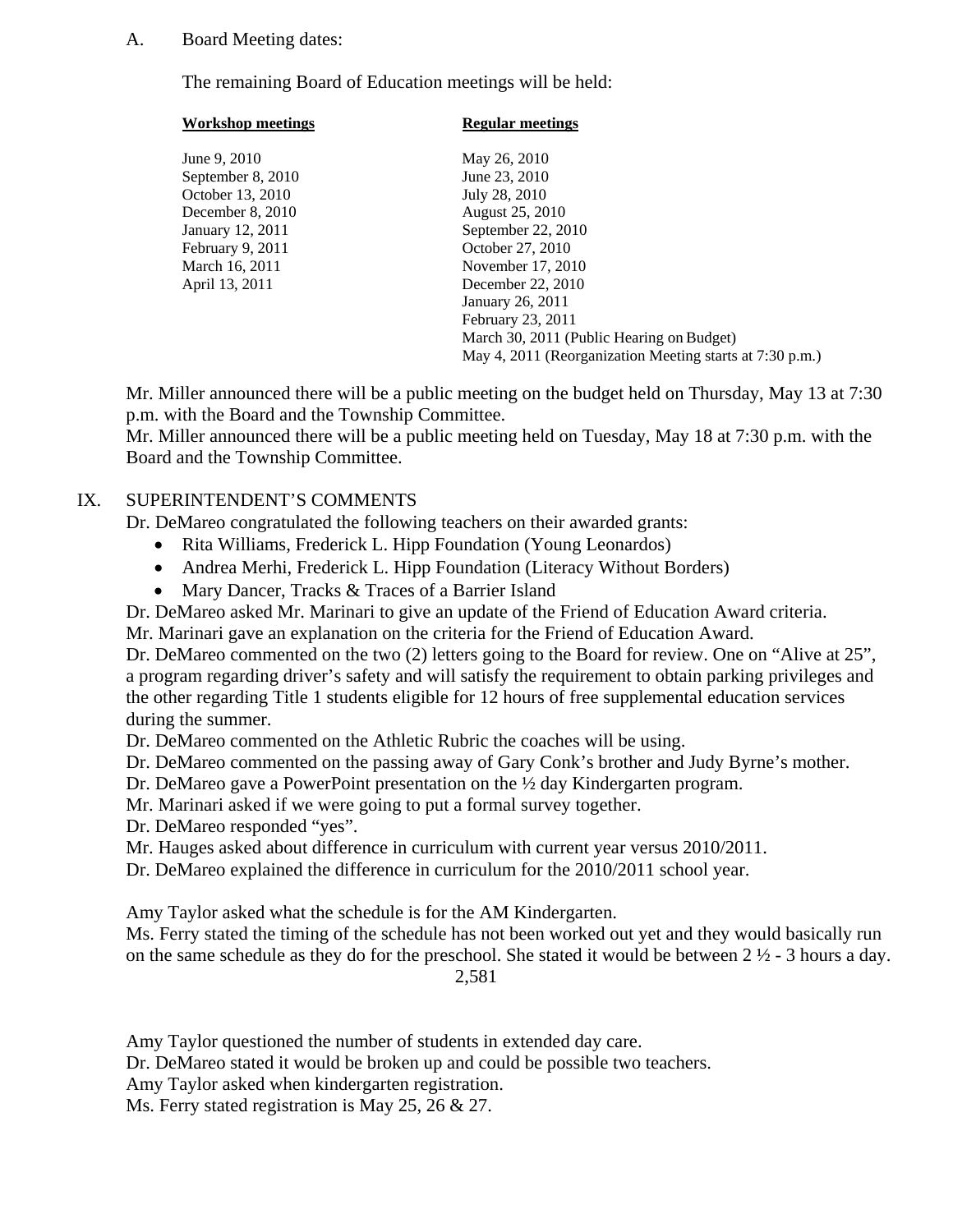A. Board Meeting dates:

The remaining Board of Education meetings will be held:

| Workshop meetings | Regular meetings |
|---|---|
| June 9, 2010 | May 26, 2010 |
| September 8, 2010 | June 23, 2010 |
| October 13, 2010 | July 28, 2010 |
| December 8, 2010 | August 25, 2010 |
| January 12, 2011 | September 22, 2010 |
| February 9, 2011 | October 27, 2010 |
| March 16, 2011 | November 17, 2010 |
| April 13, 2011 | December 22, 2010 |
| | January 26, 2011 |
| | February 23, 2011 |
| | March 30, 2011 (Public Hearing on Budget) |
| | May 4, 2011 (Reorganization Meeting starts at 7:30 p.m.) |

Mr. Miller announced there will be a public meeting on the budget held on Thursday, May 13 at 7:30 p.m. with the Board and the Township Committee.
Mr. Miller announced there will be a public meeting held on Tuesday, May 18 at 7:30 p.m. with the Board and the Township Committee.

IX. SUPERINTENDENT'S COMMENTS

Dr. DeMareo congratulated the following teachers on their awarded grants:

- Rita Williams, Frederick L. Hipp Foundation (Young Leonardos)
- Andrea Merhi, Frederick L. Hipp Foundation (Literacy Without Borders)
- Mary Dancer, Tracks & Traces of a Barrier Island

Dr. DeMareo asked Mr. Marinari to give an update of the Friend of Education Award criteria.
Mr. Marinari gave an explanation on the criteria for the Friend of Education Award.
Dr. DeMareo commented on the two (2) letters going to the Board for review. One on "Alive at 25", a program regarding driver's safety and will satisfy the requirement to obtain parking privileges and the other regarding Title 1 students eligible for 12 hours of free supplemental education services during the summer.
Dr. DeMareo commented on the Athletic Rubric the coaches will be using.
Dr. DeMareo commented on the passing away of Gary Conk's brother and Judy Byrne's mother.
Dr. DeMareo gave a PowerPoint presentation on the ½ day Kindergarten program.
Mr. Marinari asked if we were going to put a formal survey together.
Dr. DeMareo responded "yes".
Mr. Hauges asked about difference in curriculum with current year versus 2010/2011.
Dr. DeMareo explained the difference in curriculum for the 2010/2011 school year.

Amy Taylor asked what the schedule is for the AM Kindergarten.
Ms. Ferry stated the timing of the schedule has not been worked out yet and they would basically run on the same schedule as they do for the preschool. She stated it would be between 2 ½ - 3 hours a day.

Amy Taylor questioned the number of students in extended day care.
Dr. DeMareo stated it would be broken up and could be possible two teachers.
Amy Taylor asked when kindergarten registration.
Ms. Ferry stated registration is May 25, 26 & 27.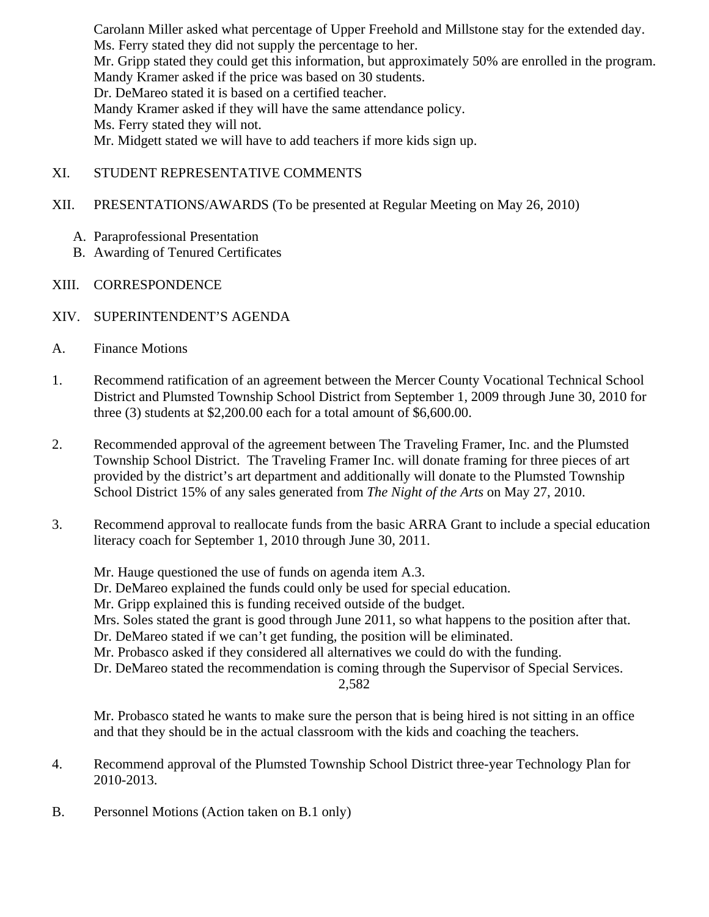Carolann Miller asked what percentage of Upper Freehold and Millstone stay for the extended day.
Ms. Ferry stated they did not supply the percentage to her.
Mr. Gripp stated they could get this information, but approximately 50% are enrolled in the program.
Mandy Kramer asked if the price was based on 30 students.
Dr. DeMareo stated it is based on a certified teacher.
Mandy Kramer asked if they will have the same attendance policy.
Ms. Ferry stated they will not.
Mr. Midgett stated we will have to add teachers if more kids sign up.

XI. STUDENT REPRESENTATIVE COMMENTS

XII. PRESENTATIONS/AWARDS (To be presented at Regular Meeting on May 26, 2010)

A. Paraprofessional Presentation
B. Awarding of Tenured Certificates

XIII. CORRESPONDENCE

XIV. SUPERINTENDENT'S AGENDA

A. Finance Motions

1. Recommend ratification of an agreement between the Mercer County Vocational Technical School District and Plumsted Township School District from September 1, 2009 through June 30, 2010 for three (3) students at $2,200.00 each for a total amount of $6,600.00.

2. Recommended approval of the agreement between The Traveling Framer, Inc. and the Plumsted Township School District. The Traveling Framer Inc. will donate framing for three pieces of art provided by the district's art department and additionally will donate to the Plumsted Township School District 15% of any sales generated from *The Night of the Arts* on May 27, 2010.

3. Recommend approval to reallocate funds from the basic ARRA Grant to include a special education literacy coach for September 1, 2010 through June 30, 2011.

Mr. Hauge questioned the use of funds on agenda item A.3.
Dr. DeMareo explained the funds could only be used for special education.
Mr. Gripp explained this is funding received outside of the budget.
Mrs. Soles stated the grant is good through June 2011, so what happens to the position after that.
Dr. DeMareo stated if we can't get funding, the position will be eliminated.
Mr. Probasco asked if they considered all alternatives we could do with the funding.
Dr. DeMareo stated the recommendation is coming through the Supervisor of Special Services.

2,582

Mr. Probasco stated he wants to make sure the person that is being hired is not sitting in an office and that they should be in the actual classroom with the kids and coaching the teachers.

4. Recommend approval of the Plumsted Township School District three-year Technology Plan for 2010-2013.

B. Personnel Motions (Action taken on B.1 only)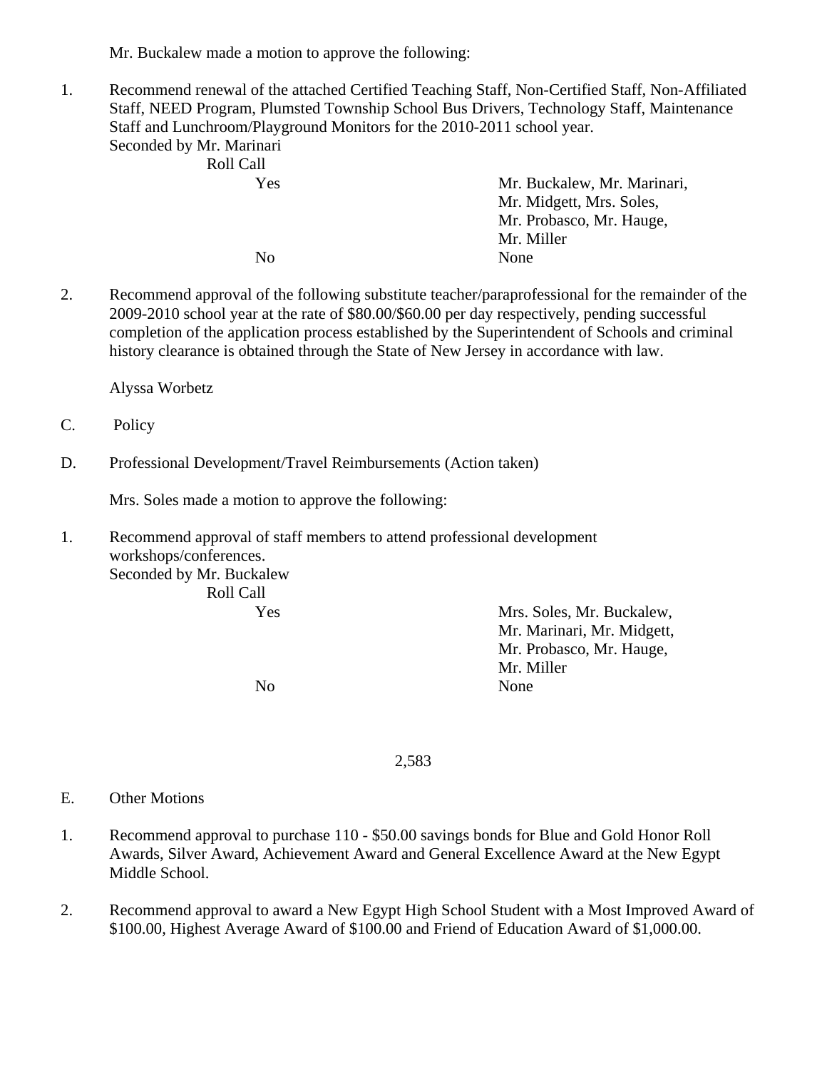Mr. Buckalew made a motion to approve the following:

1. Recommend renewal of the attached Certified Teaching Staff, Non-Certified Staff, Non-Affiliated Staff, NEED Program, Plumsted Township School Bus Drivers, Technology Staff, Maintenance Staff and Lunchroom/Playground Monitors for the 2010-2011 school year.
   Seconded by Mr. Marinari
   Roll Call

| | |
|---|---|
| Yes | Mr. Buckalew, Mr. Marinari, Mr. Midgett, Mrs. Soles, Mr. Probasco, Mr. Hauge, Mr. Miller |
| No | None |

2. Recommend approval of the following substitute teacher/paraprofessional for the remainder of the 2009-2010 school year at the rate of $80.00/$60.00 per day respectively, pending successful completion of the application process established by the Superintendent of Schools and criminal history clearance is obtained through the State of New Jersey in accordance with law.

   Alyssa Worbetz

C. Policy

D. Professional Development/Travel Reimbursements (Action taken)

Mrs. Soles made a motion to approve the following:

1. Recommend approval of staff members to attend professional development workshops/conferences.
   Seconded by Mr. Buckalew
   Roll Call

| | |
|---|---|
| Yes | Mrs. Soles, Mr. Buckalew, Mr. Marinari, Mr. Midgett, Mr. Probasco, Mr. Hauge, Mr. Miller |
| No | None |

2,583

E. Other Motions

1. Recommend approval to purchase 110 - $50.00 savings bonds for Blue and Gold Honor Roll Awards, Silver Award, Achievement Award and General Excellence Award at the New Egypt Middle School.

2. Recommend approval to award a New Egypt High School Student with a Most Improved Award of $100.00, Highest Average Award of $100.00 and Friend of Education Award of $1,000.00.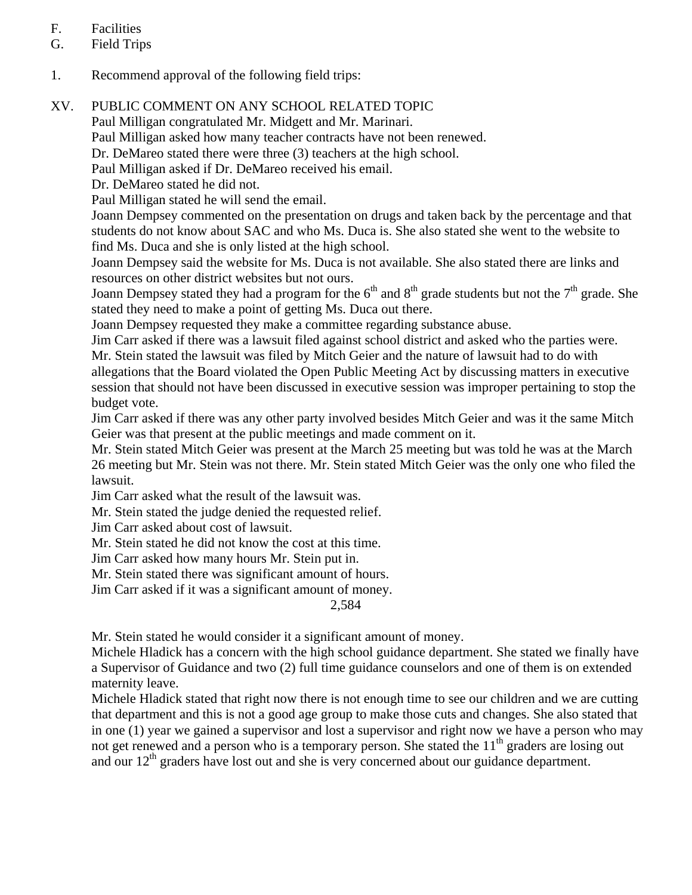F. Facilities

G. Field Trips

1. Recommend approval of the following field trips:

XV. PUBLIC COMMENT ON ANY SCHOOL RELATED TOPIC

Paul Milligan congratulated Mr. Midgett and Mr. Marinari.

Paul Milligan asked how many teacher contracts have not been renewed.

Dr. DeMareo stated there were three (3) teachers at the high school.

Paul Milligan asked if Dr. DeMareo received his email.

Dr. DeMareo stated he did not.

Paul Milligan stated he will send the email.

Joann Dempsey commented on the presentation on drugs and taken back by the percentage and that students do not know about SAC and who Ms. Duca is. She also stated she went to the website to find Ms. Duca and she is only listed at the high school.

Joann Dempsey said the website for Ms. Duca is not available. She also stated there are links and resources on other district websites but not ours.

Joann Dempsey stated they had a program for the 6th and 8th grade students but not the 7th grade. She stated they need to make a point of getting Ms. Duca out there.

Joann Dempsey requested they make a committee regarding substance abuse.

Jim Carr asked if there was a lawsuit filed against school district and asked who the parties were.

Mr. Stein stated the lawsuit was filed by Mitch Geier and the nature of lawsuit had to do with allegations that the Board violated the Open Public Meeting Act by discussing matters in executive session that should not have been discussed in executive session was improper pertaining to stop the budget vote.

Jim Carr asked if there was any other party involved besides Mitch Geier and was it the same Mitch Geier was that present at the public meetings and made comment on it.

Mr. Stein stated Mitch Geier was present at the March 25 meeting but was told he was at the March 26 meeting but Mr. Stein was not there. Mr. Stein stated Mitch Geier was the only one who filed the lawsuit.

Jim Carr asked what the result of the lawsuit was.

Mr. Stein stated the judge denied the requested relief.

Jim Carr asked about cost of lawsuit.

Mr. Stein stated he did not know the cost at this time.

Jim Carr asked how many hours Mr. Stein put in.

Mr. Stein stated there was significant amount of hours.

Jim Carr asked if it was a significant amount of money.

Mr. Stein stated he would consider it a significant amount of money.

Michele Hladick has a concern with the high school guidance department. She stated we finally have a Supervisor of Guidance and two (2) full time guidance counselors and one of them is on extended maternity leave.

Michele Hladick stated that right now there is not enough time to see our children and we are cutting that department and this is not a good age group to make those cuts and changes. She also stated that in one (1) year we gained a supervisor and lost a supervisor and right now we have a person who may not get renewed and a person who is a temporary person. She stated the 11th graders are losing out and our 12th graders have lost out and she is very concerned about our guidance department.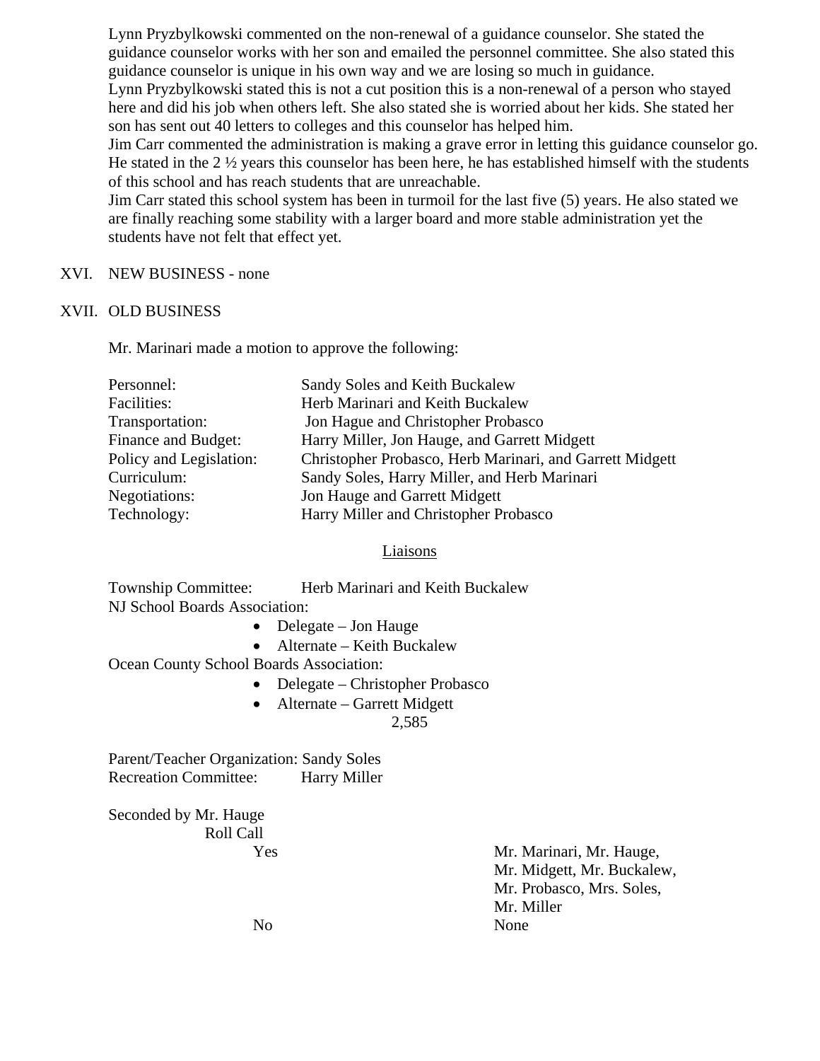Lynn Pryzbylkowski commented on the non-renewal of a guidance counselor. She stated the guidance counselor works with her son and emailed the personnel committee. She also stated this guidance counselor is unique in his own way and we are losing so much in guidance.
Lynn Pryzbylkowski stated this is not a cut position this is a non-renewal of a person who stayed here and did his job when others left. She also stated she is worried about her kids. She stated her son has sent out 40 letters to colleges and this counselor has helped him.
Jim Carr commented the administration is making a grave error in letting this guidance counselor go. He stated in the 2 ½ years this counselor has been here, he has established himself with the students of this school and has reach students that are unreachable.
Jim Carr stated this school system has been in turmoil for the last five (5) years. He also stated we are finally reaching some stability with a larger board and more stable administration yet the students have not felt that effect yet.

XVI. NEW BUSINESS - none

XVII. OLD BUSINESS

Mr. Marinari made a motion to approve the following:

| | |
|---|---|
| Personnel: | Sandy Soles and Keith Buckalew |
| Facilities: | Herb Marinari and Keith Buckalew |
| Transportation: | Jon Hague and Christopher Probasco |
| Finance and Budget: | Harry Miller, Jon Hauge, and Garrett Midgett |
| Policy and Legislation: | Christopher Probasco, Herb Marinari, and Garrett Midgett |
| Curriculum: | Sandy Soles, Harry Miller, and Herb Marinari |
| Negotiations: | Jon Hauge and Garrett Midgett |
| Technology: | Harry Miller and Christopher Probasco |

<u>Liaisons</u>

Township Committee: Herb Marinari and Keith Buckalew
NJ School Boards Association:

- Delegate – Jon Hauge
- Alternate – Keith Buckalew

Ocean County School Boards Association:

- Delegate – Christopher Probasco
- Alternate – Garrett Midgett

2,585

Parent/Teacher Organization: Sandy Soles
Recreation Committee: Harry Miller

Seconded by Mr. Hauge
Roll Call

| | |
|---|---|
| Yes | Mr. Marinari, Mr. Hauge, Mr. Midgett, Mr. Buckalew, Mr. Probasco, Mrs. Soles, Mr. Miller |
| No | None |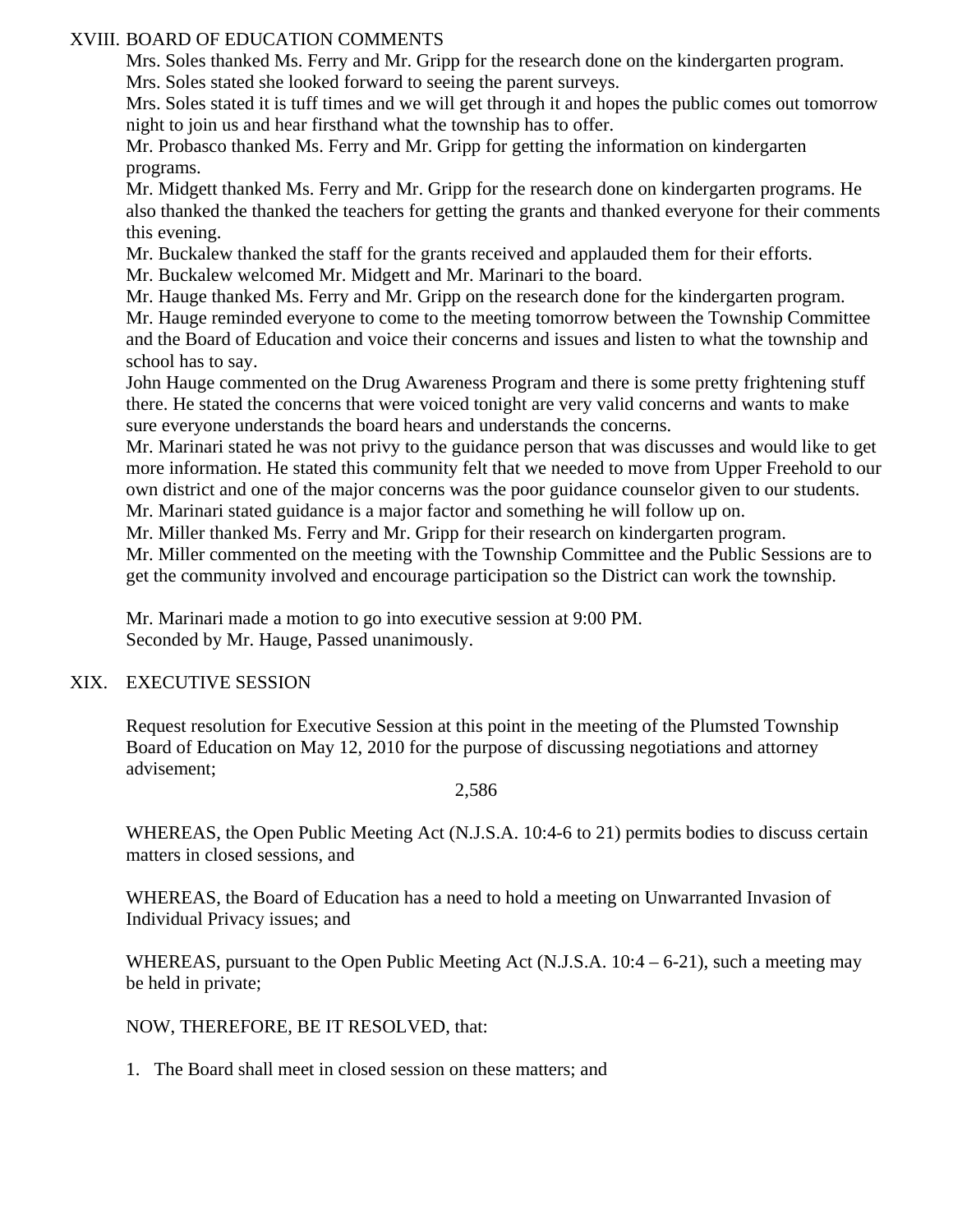## XVIII. BOARD OF EDUCATION COMMENTS

Mrs. Soles thanked Ms. Ferry and Mr. Gripp for the research done on the kindergarten program.
Mrs. Soles stated she looked forward to seeing the parent surveys.
Mrs. Soles stated it is tuff times and we will get through it and hopes the public comes out tomorrow night to join us and hear firsthand what the township has to offer.
Mr. Probasco thanked Ms. Ferry and Mr. Gripp for getting the information on kindergarten programs.
Mr. Midgett thanked Ms. Ferry and Mr. Gripp for the research done on kindergarten programs. He also thanked the thanked the teachers for getting the grants and thanked everyone for their comments this evening.
Mr. Buckalew thanked the staff for the grants received and applauded them for their efforts.
Mr. Buckalew welcomed Mr. Midgett and Mr. Marinari to the board.
Mr. Hauge thanked Ms. Ferry and Mr. Gripp on the research done for the kindergarten program.
Mr. Hauge reminded everyone to come to the meeting tomorrow between the Township Committee and the Board of Education and voice their concerns and issues and listen to what the township and school has to say.
John Hauge commented on the Drug Awareness Program and there is some pretty frightening stuff there. He stated the concerns that were voiced tonight are very valid concerns and wants to make sure everyone understands the board hears and understands the concerns.
Mr. Marinari stated he was not privy to the guidance person that was discusses and would like to get more information. He stated this community felt that we needed to move from Upper Freehold to our own district and one of the major concerns was the poor guidance counselor given to our students.
Mr. Marinari stated guidance is a major factor and something he will follow up on.
Mr. Miller thanked Ms. Ferry and Mr. Gripp for their research on kindergarten program.
Mr. Miller commented on the meeting with the Township Committee and the Public Sessions are to get the community involved and encourage participation so the District can work the township.

Mr. Marinari made a motion to go into executive session at 9:00 PM.
Seconded by Mr. Hauge, Passed unanimously.

## XIX. EXECUTIVE SESSION

Request resolution for Executive Session at this point in the meeting of the Plumsted Township Board of Education on May 12, 2010 for the purpose of discussing negotiations and attorney advisement;

2,586

WHEREAS, the Open Public Meeting Act (N.J.S.A. 10:4-6 to 21) permits bodies to discuss certain matters in closed sessions, and

WHEREAS, the Board of Education has a need to hold a meeting on Unwarranted Invasion of Individual Privacy issues; and

WHEREAS, pursuant to the Open Public Meeting Act (N.J.S.A. 10:4 – 6-21), such a meeting may be held in private;

NOW, THEREFORE, BE IT RESOLVED, that:

1. The Board shall meet in closed session on these matters; and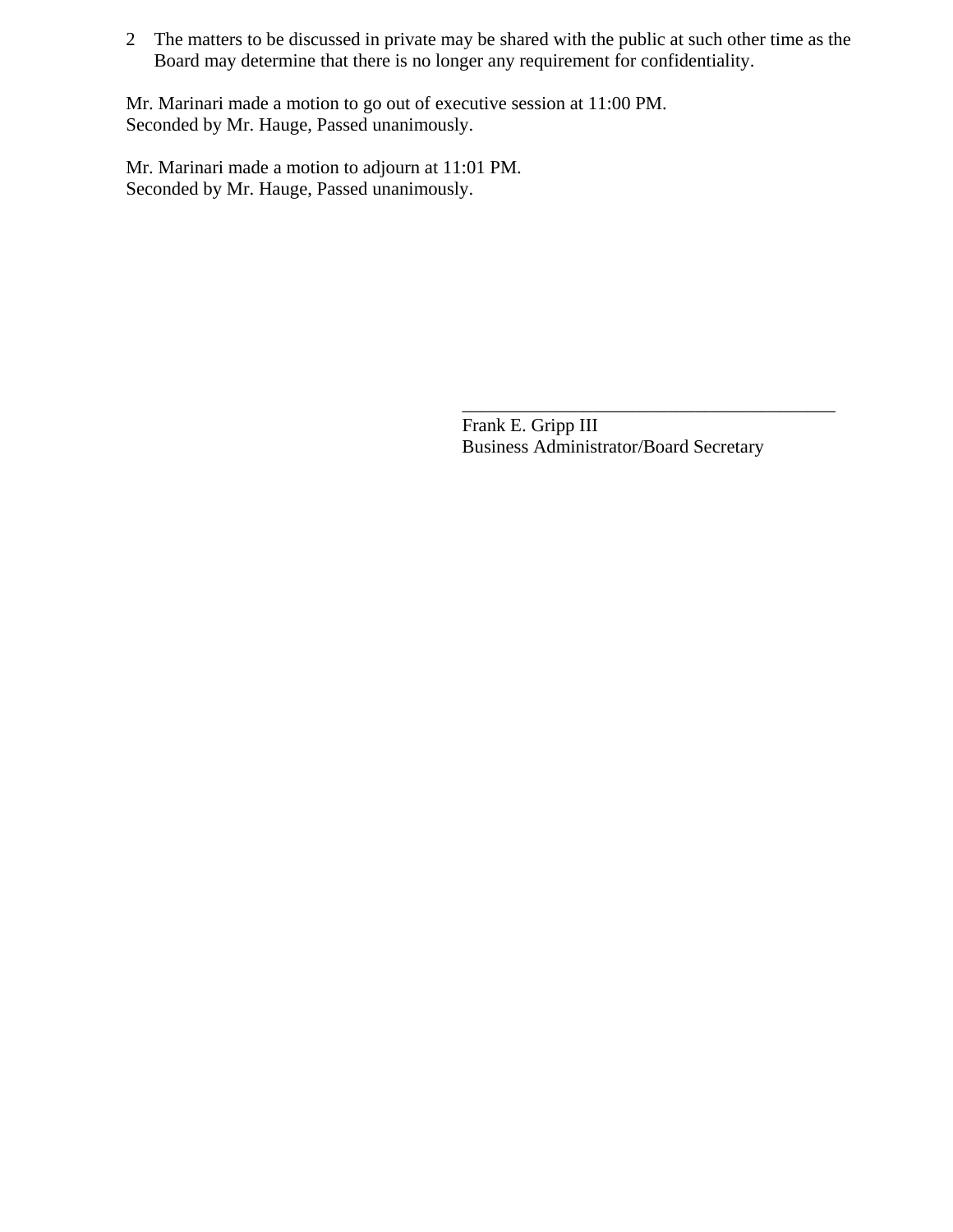2. The matters to be discussed in private may be shared with the public at such other time as the Board may determine that there is no longer any requirement for confidentiality.

Mr. Marinari made a motion to go out of executive session at 11:00 PM.
Seconded by Mr. Hauge, Passed unanimously.

Mr. Marinari made a motion to adjourn at 11:01 PM.
Seconded by Mr. Hauge, Passed unanimously.

\_\_\_\_\_\_\_\_\_\_\_\_\_\_\_\_\_\_\_\_\_\_\_\_\_\_\_\_\_\_\_\_\_\_\_\_\_\_\_\_

Frank E. Gripp III
Business Administrator/Board Secretary